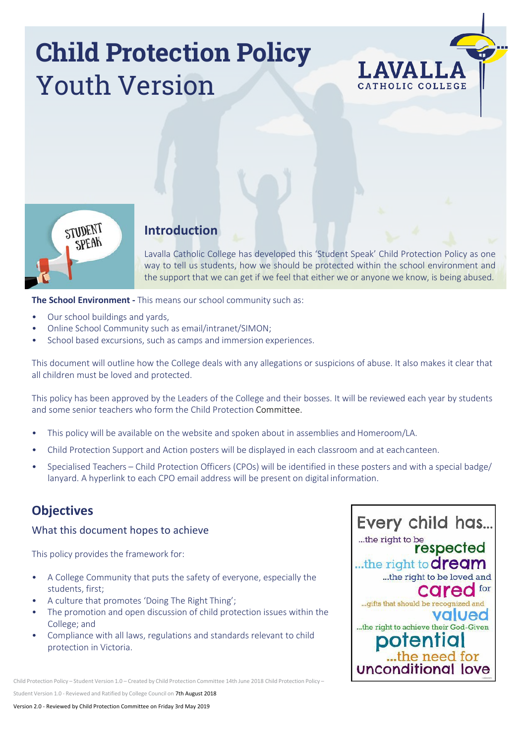# Child Protection Policy
# Youth Version

## Introduction

Lavalla Catholic College has developed this 'Student Speak' Child Protection Policy as one way to tell us students, how we should be protected within the school environment and the support that we can get if we feel that either we or anyone we know, is being abused.

**The School Environment -** This means our school community such as:

- Our school buildings and yards,
- Online School Community such as email/intranet/SIMON;
- School based excursions, such as camps and immersion experiences.

This document will outline how the College deals with any allegations or suspicions of abuse. It also makes it clear that all children must be loved and protected.

This policy has been approved by the Leaders of the College and their bosses. It will be reviewed each year by students and some senior teachers who form the Child Protection Committee.

- This policy will be available on the website and spoken about in assemblies and Homeroom/LA.
- Child Protection Support and Action posters will be displayed in each classroom and at each canteen.
- Specialised Teachers – Child Protection Officers (CPOs) will be identified in these posters and with a special badge/ lanyard. A hyperlink to each CPO email address will be present on digital information.

## Objectives

### What this document hopes to achieve

This policy provides the framework for:

- A College Community that puts the safety of everyone, especially the students, first;
- A culture that promotes 'Doing The Right Thing';
- The promotion and open discussion of child protection issues within the College; and
- Compliance with all laws, regulations and standards relevant to child protection in Victoria.

Every child has...
...the right to be **respected**
...the right to **dream**
...the right to be loved and **cared** for
...gifts that should be recognized and **valued**
...the right to achieve their God-Given **potential**
...the need for **unconditional love**

Child Protection Policy – Student Version 1.0 – Created by Child Protection Committee 14th June 2018 Child Protection Policy – Student Version 1.0 - Reviewed and Ratified by College Council on 7th August 2018

Version 2.0 - Reviewed by Child Protection Committee on Friday 3rd May 2019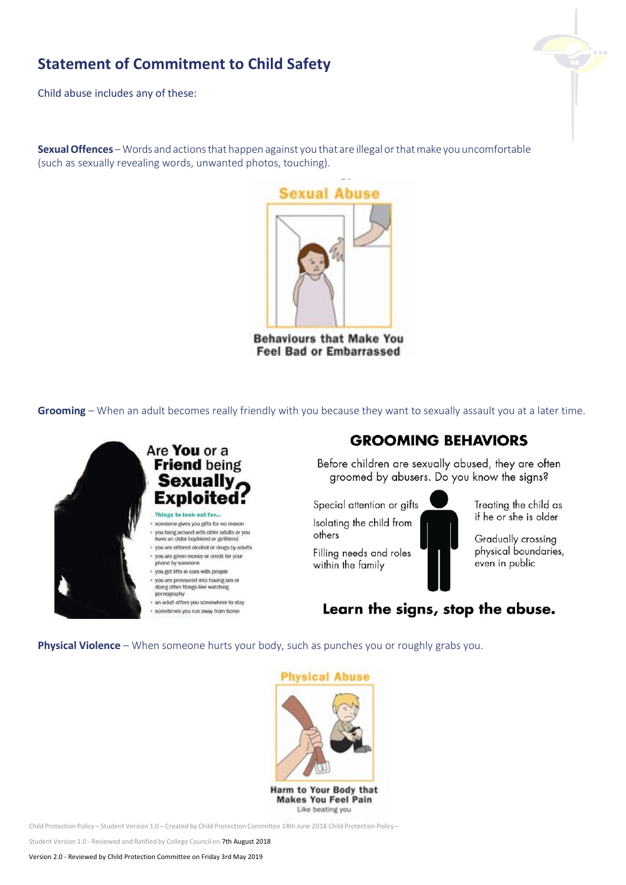## Statement of Commitment to Child Safety

Child abuse includes any of these:

**Sexual Offences** – Words and actions that happen against you that are illegal or that make you uncomfortable (such as sexually revealing words, unwanted photos, touching).

Sexual Abuse

Behaviours that Make You Feel Bad or Embarrassed

**Grooming** – When an adult becomes really friendly with you because they want to sexually assault you at a later time.

Are **You** or a **Friend** being **Sexually Exploited?**

Things to look out for...

- someone gives you gifts for no reason
- you hang around with older adults or you have an older boyfriend or girlfriend
- you are offered alcohol or drugs by adults
- you are given money or credit for your phone by someone
- you get lifts in cars with people
- you are pressured into having sex or doing other things like watching pornography
- an adult offers you somewhere to stay
- sometimes you run away from home

**GROOMING BEHAVIORS**

Before children are sexually abused, they are often groomed by abusers. Do you know the signs?

- Special attention or gifts
- Isolating the child from others
- Filling needs and roles within the family
- Treating the child as if he or she is older
- Gradually crossing physical boundaries, even in public

**Learn the signs, stop the abuse.**

**Physical Violence** – When someone hurts your body, such as punches you or roughly grabs you.

Physical Abuse

Harm to Your Body that Makes You Feel Pain

Like beating you

Child Protection Policy – Student Version 1.0 – Created by Child Protection Committee 14th June 2018 Child Protection Policy – Student Version 1.0 - Reviewed and Ratified by College Council on 7th August 2018

Version 2.0 - Reviewed by Child Protection Committee on Friday 3rd May 2019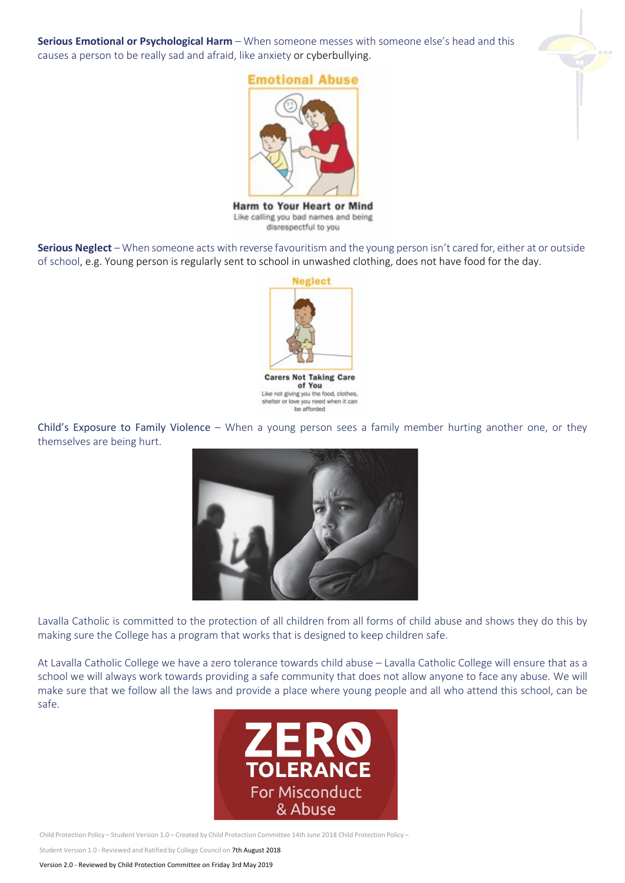**Serious Emotional or Psychological Harm** – When someone messes with someone else's head and this causes a person to be really sad and afraid, like anxiety or cyberbullying.

**Serious Neglect** – When someone acts with reverse favouritism and the young person isn't cared for, either at or outside of school, e.g. Young person is regularly sent to school in unwashed clothing, does not have food for the day.

Child's Exposure to Family Violence – When a young person sees a family member hurting another one, or they themselves are being hurt.

Lavalla Catholic is committed to the protection of all children from all forms of child abuse and shows they do this by making sure the College has a program that works that is designed to keep children safe.

At Lavalla Catholic College we have a zero tolerance towards child abuse – Lavalla Catholic College will ensure that as a school we will always work towards providing a safe community that does not allow anyone to face any abuse. We will make sure that we follow all the laws and provide a place where young people and all who attend this school, can be safe.

Child Protection Policy – Student Version 1.0 – Created by Child Protection Committee 14th June 2018 Child Protection Policy – Student Version 1.0 - Reviewed and Ratified by College Council on 7th August 2018

Version 2.0 - Reviewed by Child Protection Committee on Friday 3rd May 2019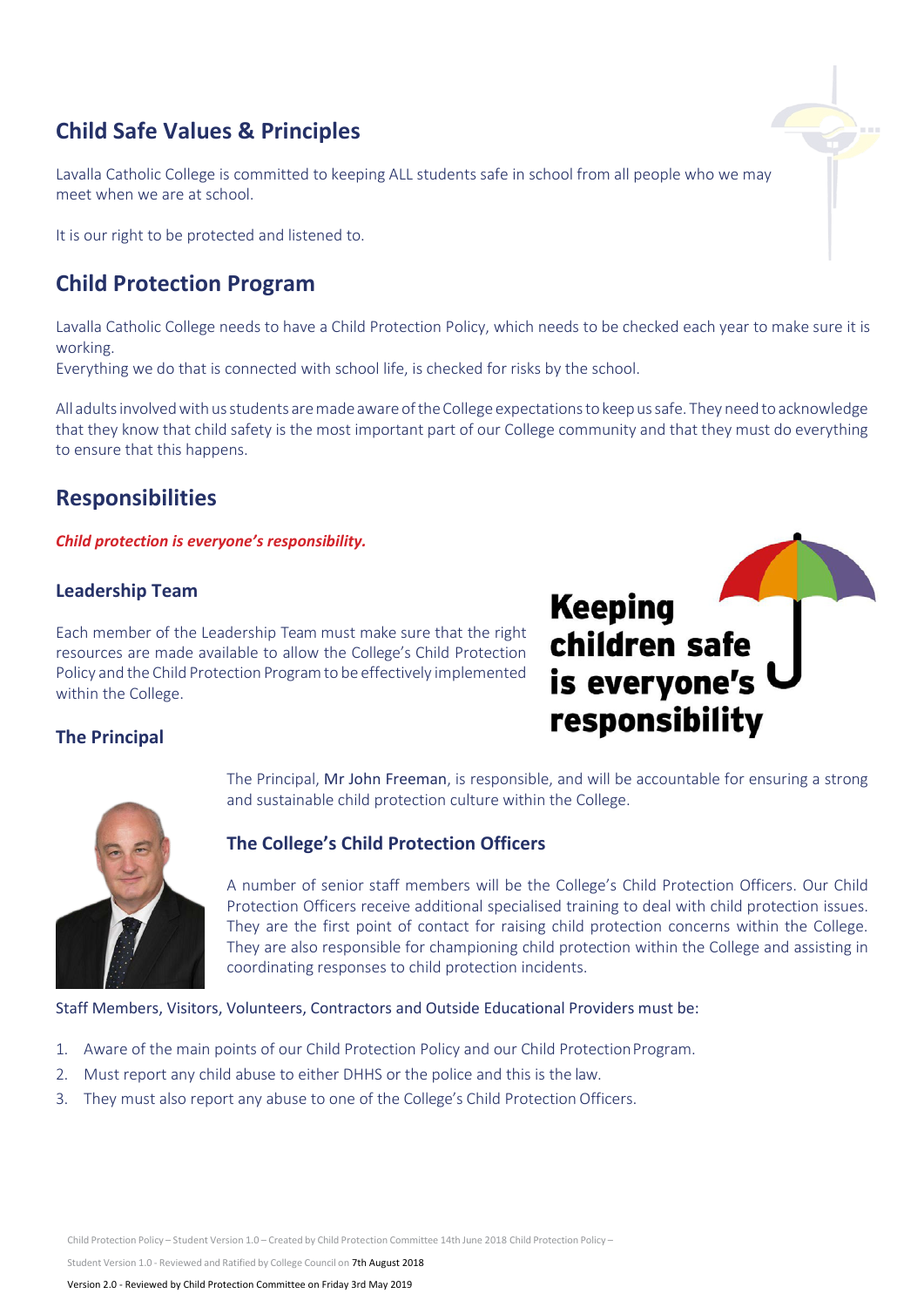## Child Safe Values & Principles

Lavalla Catholic College is committed to keeping ALL students safe in school from all people who we may meet when we are at school.

It is our right to be protected and listened to.

## Child Protection Program

Lavalla Catholic College needs to have a Child Protection Policy, which needs to be checked each year to make sure it is working.
Everything we do that is connected with school life, is checked for risks by the school.

All adults involved with us students are made aware of the College expectations to keep us safe. They need to acknowledge that they know that child safety is the most important part of our College community and that they must do everything to ensure that this happens.

## Responsibilities

***Child protection is everyone's responsibility.***

### Leadership Team

Each member of the Leadership Team must make sure that the right resources are made available to allow the College's Child Protection Policy and the Child Protection Program to be effectively implemented within the College.

**Keeping children safe is everyone's responsibility**

### The Principal

The Principal, Mr John Freeman, is responsible, and will be accountable for ensuring a strong and sustainable child protection culture within the College.

### The College's Child Protection Officers

A number of senior staff members will be the College's Child Protection Officers. Our Child Protection Officers receive additional specialised training to deal with child protection issues. They are the first point of contact for raising child protection concerns within the College. They are also responsible for championing child protection within the College and assisting in coordinating responses to child protection incidents.

Staff Members, Visitors, Volunteers, Contractors and Outside Educational Providers must be:

1. Aware of the main points of our Child Protection Policy and our Child Protection Program.
2. Must report any child abuse to either DHHS or the police and this is the law.
3. They must also report any abuse to one of the College's Child Protection Officers.

Child Protection Policy – Student Version 1.0 – Created by Child Protection Committee 14th June 2018 Child Protection Policy – Student Version 1.0 - Reviewed and Ratified by College Council on 7th August 2018

Version 2.0 - Reviewed by Child Protection Committee on Friday 3rd May 2019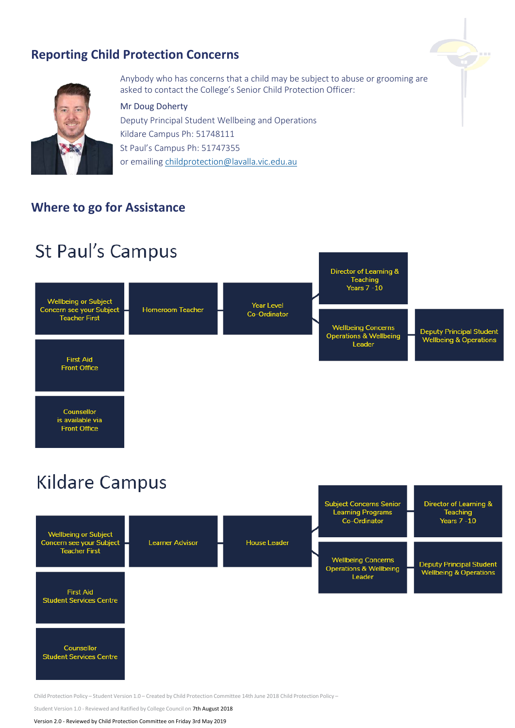## Reporting Child Protection Concerns

Anybody who has concerns that a child may be subject to abuse or grooming are asked to contact the College's Senior Child Protection Officer:

Mr Doug Doherty
Deputy Principal Student Wellbeing and Operations
Kildare Campus Ph: 51748111
St Paul's Campus Ph: 51747355
or emailing childprotection@lavalla.vic.edu.au

## Where to go for Assistance

# St Paul's Campus

- Wellbeing or Subject Concern see your Subject Teacher First → Homeroom Teacher → Year Level Co-Ordinator →
  - Director of Learning & Teaching Years 7 -10
  - Wellbeing Concerns Operations & Wellbeing Leader → Deputy Principal Student Wellbeing & Operations
- First Aid Front Office
- Counsellor is available via Front Office

# Kildare Campus

- Wellbeing or Subject Concern see your Subject Teacher First → Learner Advisor → House Leader →
  - Subject Concerns Senior Learning Programs Co-Ordinator → Director of Learning & Teaching Years 7 -10
  - Wellbeing Concerns Operations & Wellbeing Leader → Deputy Principal Student Wellbeing & Operations
- First Aid Student Services Centre
- Counsellor Student Services Centre

Child Protection Policy – Student Version 1.0 – Created by Child Protection Committee 14th June 2018 Child Protection Policy – Student Version 1.0 - Reviewed and Ratified by College Council on 7th August 2018

Version 2.0 - Reviewed by Child Protection Committee on Friday 3rd May 2019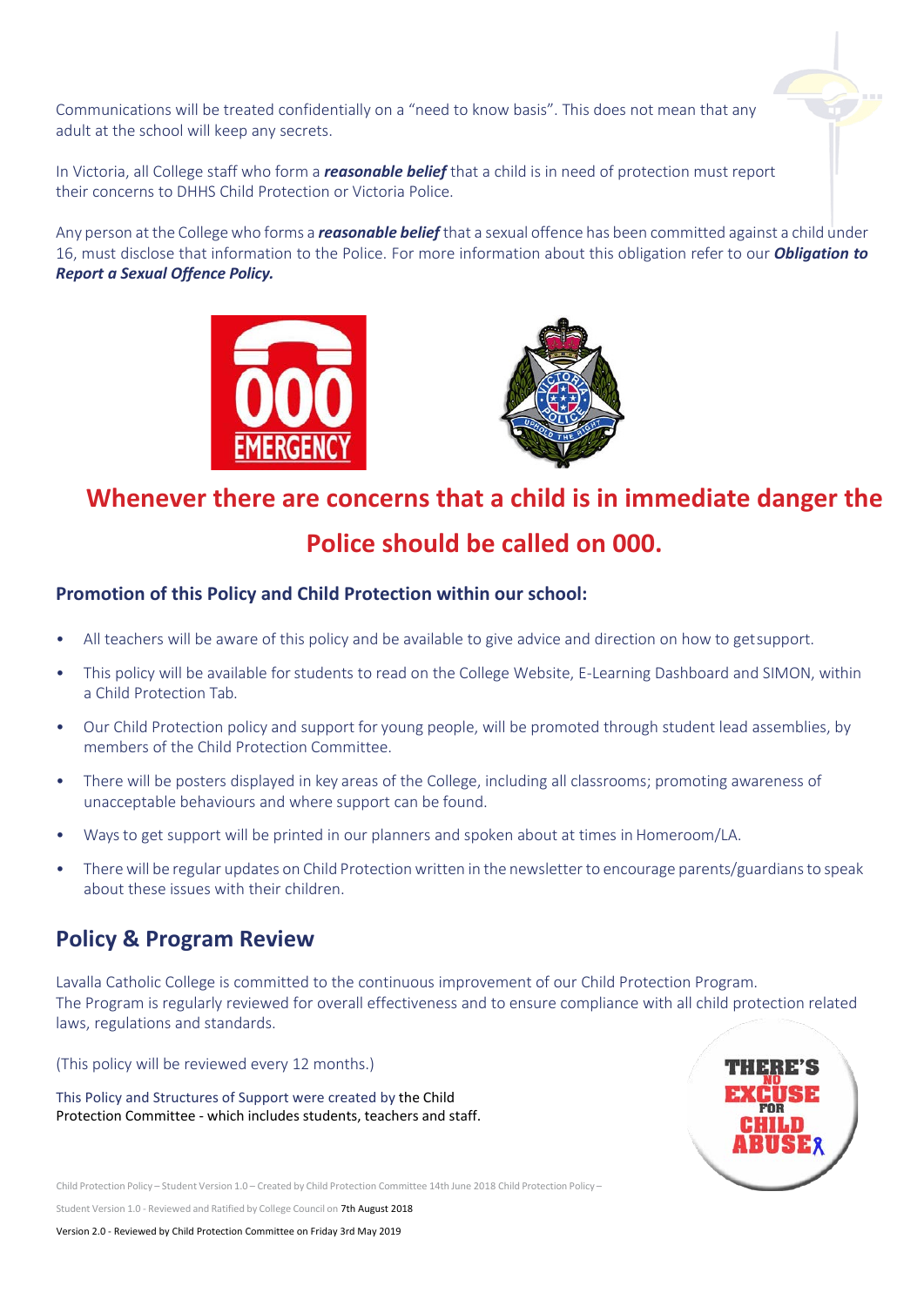Communications will be treated confidentially on a "need to know basis". This does not mean that any adult at the school will keep any secrets.

In Victoria, all College staff who form a ***reasonable belief*** that a child is in need of protection must report their concerns to DHHS Child Protection or Victoria Police.

Any person at the College who forms a ***reasonable belief*** that a sexual offence has been committed against a child under 16, must disclose that information to the Police. For more information about this obligation refer to our ***Obligation to Report a Sexual Offence Policy.***

## Whenever there are concerns that a child is in immediate danger the Police should be called on 000.

### Promotion of this Policy and Child Protection within our school:

- All teachers will be aware of this policy and be available to give advice and direction on how to get support.
- This policy will be available for students to read on the College Website, E-Learning Dashboard and SIMON, within a Child Protection Tab.
- Our Child Protection policy and support for young people, will be promoted through student lead assemblies, by members of the Child Protection Committee.
- There will be posters displayed in key areas of the College, including all classrooms; promoting awareness of unacceptable behaviours and where support can be found.
- Ways to get support will be printed in our planners and spoken about at times in Homeroom/LA.
- There will be regular updates on Child Protection written in the newsletter to encourage parents/guardians to speak about these issues with their children.

## Policy & Program Review

Lavalla Catholic College is committed to the continuous improvement of our Child Protection Program. The Program is regularly reviewed for overall effectiveness and to ensure compliance with all child protection related laws, regulations and standards.

(This policy will be reviewed every 12 months.)

This Policy and Structures of Support were created by the Child Protection Committee - which includes students, teachers and staff.

Child Protection Policy – Student Version 1.0 – Created by Child Protection Committee 14th June 2018 Child Protection Policy – Student Version 1.0 - Reviewed and Ratified by College Council on 7th August 2018

Version 2.0 - Reviewed by Child Protection Committee on Friday 3rd May 2019